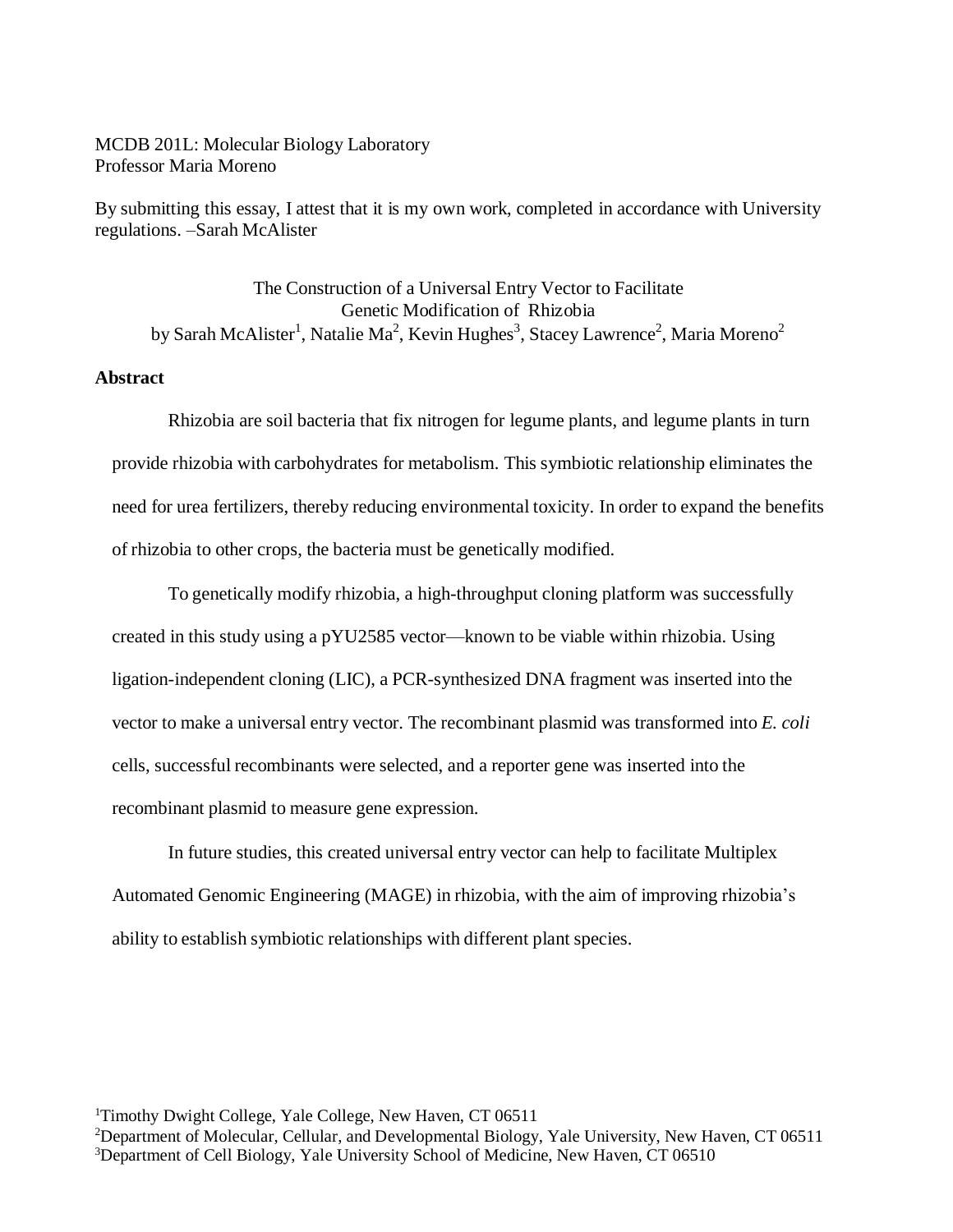MCDB 201L: Molecular Biology Laboratory
Professor Maria Moreno

By submitting this essay, I attest that it is my own work, completed in accordance with University regulations. –Sarah McAlister

# The Construction of a Universal Entry Vector to Facilitate Genetic Modification of Rhizobia

by Sarah McAlister[1], Natalie Ma[2], Kevin Hughes[3], Stacey Lawrence[2], Maria Moreno[2]

## Abstract

Rhizobia are soil bacteria that fix nitrogen for legume plants, and legume plants in turn provide rhizobia with carbohydrates for metabolism. This symbiotic relationship eliminates the need for urea fertilizers, thereby reducing environmental toxicity. In order to expand the benefits of rhizobia to other crops, the bacteria must be genetically modified.

To genetically modify rhizobia, a high-throughput cloning platform was successfully created in this study using a pYU2585 vector—known to be viable within rhizobia. Using ligation-independent cloning (LIC), a PCR-synthesized DNA fragment was inserted into the vector to make a universal entry vector. The recombinant plasmid was transformed into *E. coli* cells, successful recombinants were selected, and a reporter gene was inserted into the recombinant plasmid to measure gene expression.

In future studies, this created universal entry vector can help to facilitate Multiplex Automated Genomic Engineering (MAGE) in rhizobia, with the aim of improving rhizobia's ability to establish symbiotic relationships with different plant species.

[1]Timothy Dwight College, Yale College, New Haven, CT 06511
[2]Department of Molecular, Cellular, and Developmental Biology, Yale University, New Haven, CT 06511
[3]Department of Cell Biology, Yale University School of Medicine, New Haven, CT 06510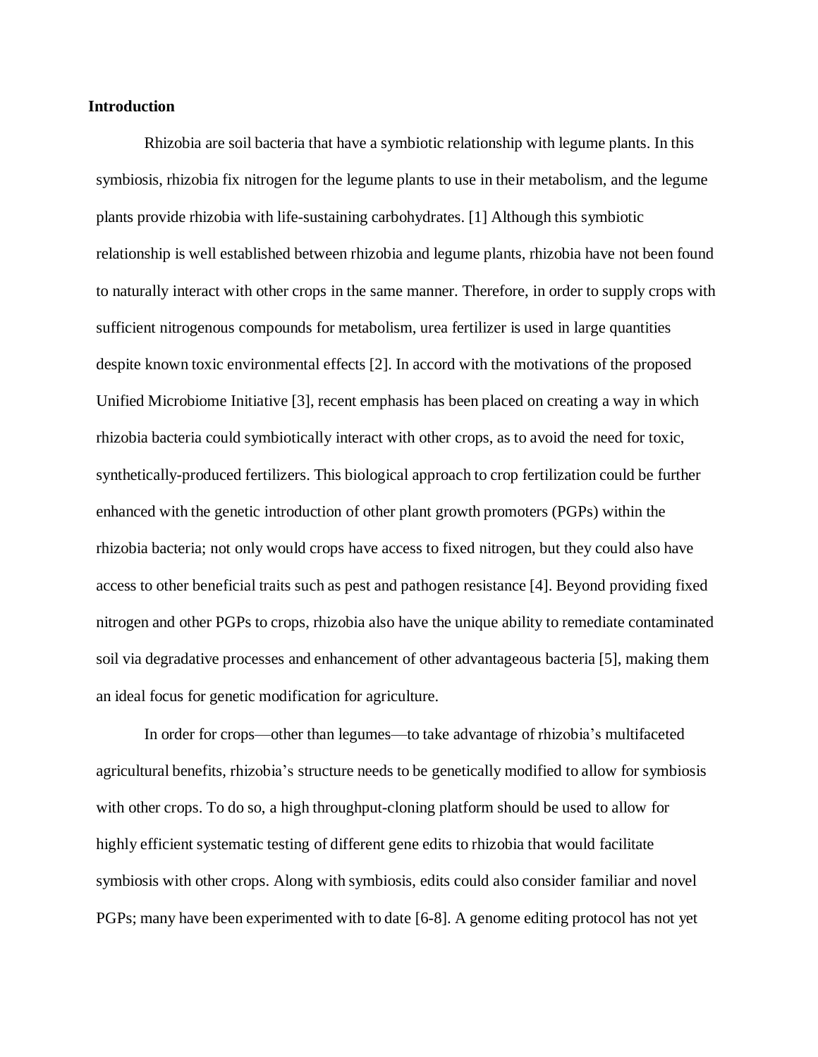**Introduction**

Rhizobia are soil bacteria that have a symbiotic relationship with legume plants. In this symbiosis, rhizobia fix nitrogen for the legume plants to use in their metabolism, and the legume plants provide rhizobia with life-sustaining carbohydrates. [1] Although this symbiotic relationship is well established between rhizobia and legume plants, rhizobia have not been found to naturally interact with other crops in the same manner. Therefore, in order to supply crops with sufficient nitrogenous compounds for metabolism, urea fertilizer is used in large quantities despite known toxic environmental effects [2]. In accord with the motivations of the proposed Unified Microbiome Initiative [3], recent emphasis has been placed on creating a way in which rhizobia bacteria could symbiotically interact with other crops, as to avoid the need for toxic, synthetically-produced fertilizers. This biological approach to crop fertilization could be further enhanced with the genetic introduction of other plant growth promoters (PGPs) within the rhizobia bacteria; not only would crops have access to fixed nitrogen, but they could also have access to other beneficial traits such as pest and pathogen resistance [4]. Beyond providing fixed nitrogen and other PGPs to crops, rhizobia also have the unique ability to remediate contaminated soil via degradative processes and enhancement of other advantageous bacteria [5], making them an ideal focus for genetic modification for agriculture.

In order for crops—other than legumes—to take advantage of rhizobia's multifaceted agricultural benefits, rhizobia's structure needs to be genetically modified to allow for symbiosis with other crops. To do so, a high throughput-cloning platform should be used to allow for highly efficient systematic testing of different gene edits to rhizobia that would facilitate symbiosis with other crops. Along with symbiosis, edits could also consider familiar and novel PGPs; many have been experimented with to date [6-8]. A genome editing protocol has not yet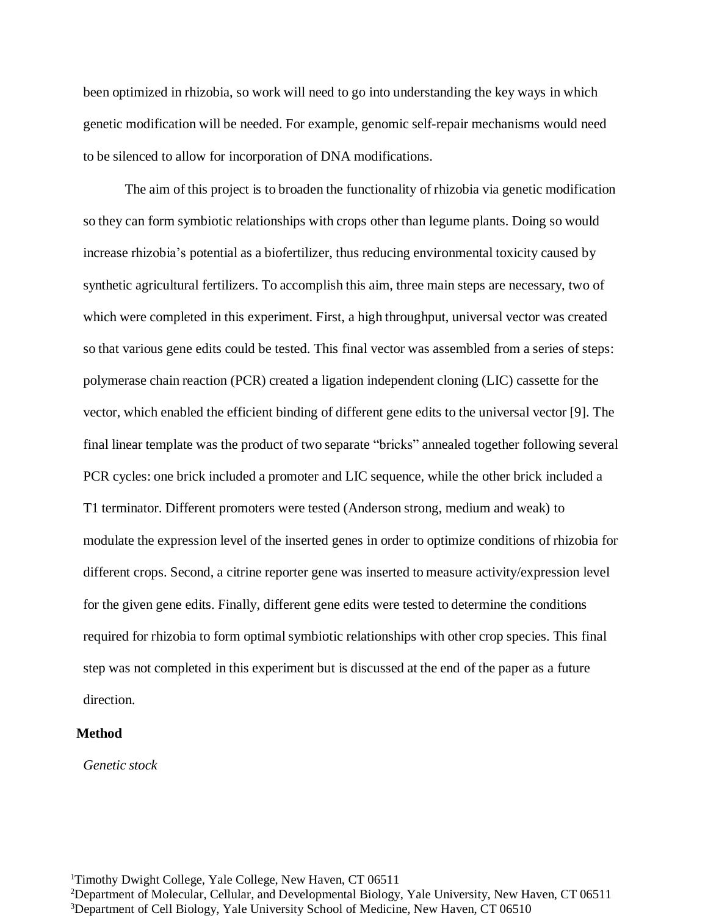been optimized in rhizobia, so work will need to go into understanding the key ways in which genetic modification will be needed. For example, genomic self-repair mechanisms would need to be silenced to allow for incorporation of DNA modifications.

The aim of this project is to broaden the functionality of rhizobia via genetic modification so they can form symbiotic relationships with crops other than legume plants. Doing so would increase rhizobia's potential as a biofertilizer, thus reducing environmental toxicity caused by synthetic agricultural fertilizers. To accomplish this aim, three main steps are necessary, two of which were completed in this experiment. First, a high throughput, universal vector was created so that various gene edits could be tested. This final vector was assembled from a series of steps: polymerase chain reaction (PCR) created a ligation independent cloning (LIC) cassette for the vector, which enabled the efficient binding of different gene edits to the universal vector [9]. The final linear template was the product of two separate "bricks" annealed together following several PCR cycles: one brick included a promoter and LIC sequence, while the other brick included a T1 terminator. Different promoters were tested (Anderson strong, medium and weak) to modulate the expression level of the inserted genes in order to optimize conditions of rhizobia for different crops. Second, a citrine reporter gene was inserted to measure activity/expression level for the given gene edits. Finally, different gene edits were tested to determine the conditions required for rhizobia to form optimal symbiotic relationships with other crop species. This final step was not completed in this experiment but is discussed at the end of the paper as a future direction.

## Method

*Genetic stock*

[1]Timothy Dwight College, Yale College, New Haven, CT 06511
[2]Department of Molecular, Cellular, and Developmental Biology, Yale University, New Haven, CT 06511
[3]Department of Cell Biology, Yale University School of Medicine, New Haven, CT 06510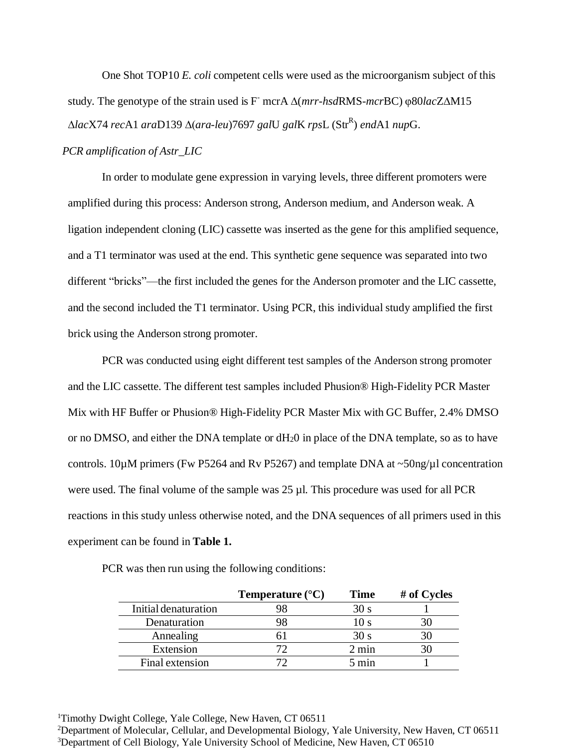One Shot TOP10 *E. coli* competent cells were used as the microorganism subject of this study. The genotype of the strain used is F$^-$ mcrA Δ(*mrr-hsd*RMS-*mcr*BC) φ80*lac*ZΔM15 Δ*lac*X74 *rec*A1 *ara*D139 Δ(*ara-leu*)7697 *gal*U *gal*K *rps*L (Str$^R$) *end*A1 *nup*G.

*PCR amplification of Astr_LIC*

In order to modulate gene expression in varying levels, three different promoters were amplified during this process: Anderson strong, Anderson medium, and Anderson weak. A ligation independent cloning (LIC) cassette was inserted as the gene for this amplified sequence, and a T1 terminator was used at the end. This synthetic gene sequence was separated into two different "bricks"—the first included the genes for the Anderson promoter and the LIC cassette, and the second included the T1 terminator. Using PCR, this individual study amplified the first brick using the Anderson strong promoter.

PCR was conducted using eight different test samples of the Anderson strong promoter and the LIC cassette. The different test samples included Phusion® High-Fidelity PCR Master Mix with HF Buffer or Phusion® High-Fidelity PCR Master Mix with GC Buffer, 2.4% DMSO or no DMSO, and either the DNA template or $dH_20$ in place of the DNA template, so as to have controls. 10µM primers (Fw P5264 and Rv P5267) and template DNA at ~50ng/µl concentration were used. The final volume of the sample was 25 µl. This procedure was used for all PCR reactions in this study unless otherwise noted, and the DNA sequences of all primers used in this experiment can be found in **Table 1.**

PCR was then run using the following conditions:

| | Temperature (°C) | Time | # of Cycles |
|---|---|---|---|
| Initial denaturation | 98 | 30 s | 1 |
| Denaturation | 98 | 10 s | 30 |
| Annealing | 61 | 30 s | 30 |
| Extension | 72 | 2 min | 30 |
| Final extension | 72 | 5 min | 1 |

[1]Timothy Dwight College, Yale College, New Haven, CT 06511
[2]Department of Molecular, Cellular, and Developmental Biology, Yale University, New Haven, CT 06511
[3]Department of Cell Biology, Yale University School of Medicine, New Haven, CT 06510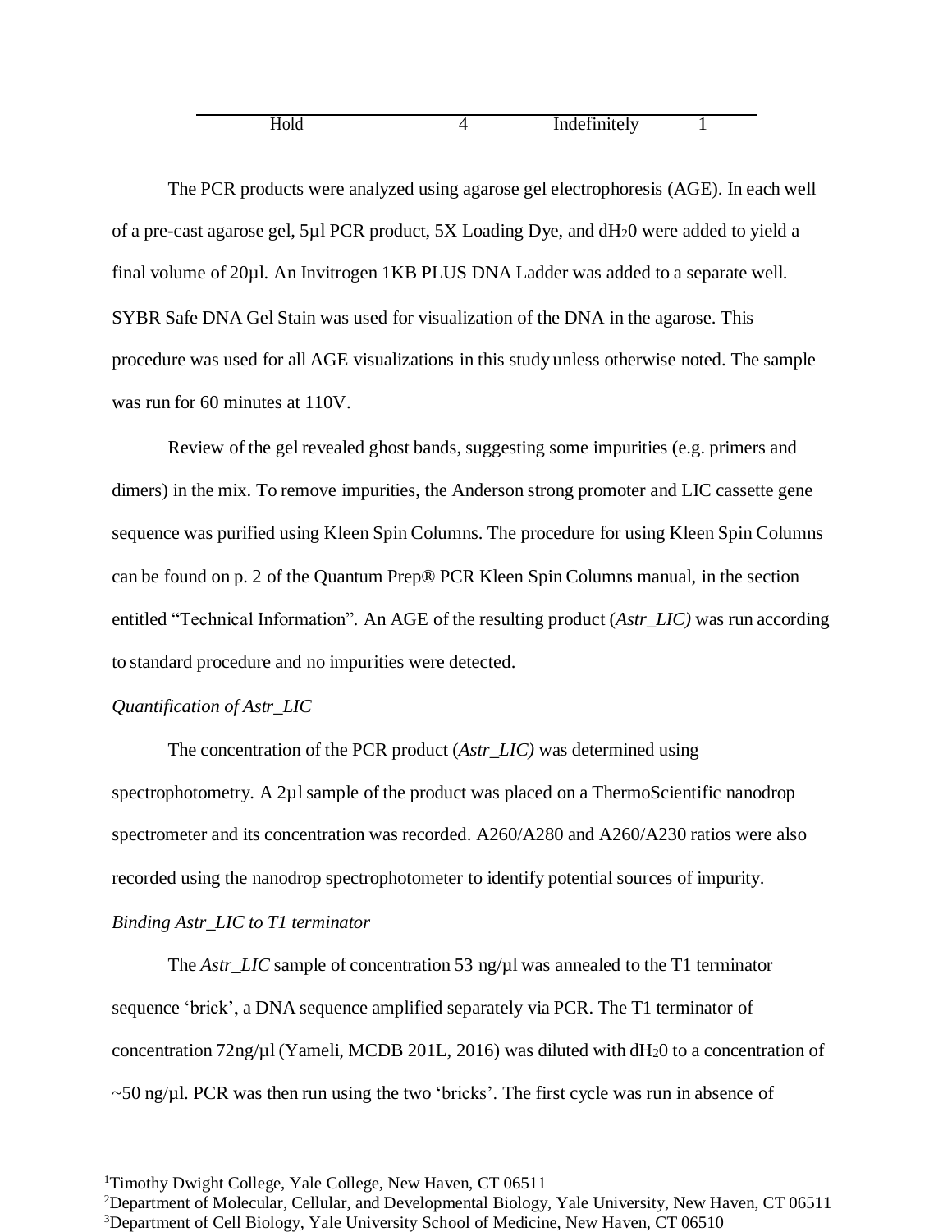| Hold | 4 | Indefinitely | 1 |
|---|---|---|---|

The PCR products were analyzed using agarose gel electrophoresis (AGE). In each well of a pre-cast agarose gel, 5µl PCR product, 5X Loading Dye, and $dH_20$ were added to yield a final volume of 20µl. An Invitrogen 1KB PLUS DNA Ladder was added to a separate well. SYBR Safe DNA Gel Stain was used for visualization of the DNA in the agarose. This procedure was used for all AGE visualizations in this study unless otherwise noted. The sample was run for 60 minutes at 110V.

Review of the gel revealed ghost bands, suggesting some impurities (e.g. primers and dimers) in the mix. To remove impurities, the Anderson strong promoter and LIC cassette gene sequence was purified using Kleen Spin Columns. The procedure for using Kleen Spin Columns can be found on p. 2 of the Quantum Prep® PCR Kleen Spin Columns manual, in the section entitled "Technical Information". An AGE of the resulting product (*Astr_LIC)* was run according to standard procedure and no impurities were detected.

*Quantification of Astr_LIC*

The concentration of the PCR product (*Astr_LIC)* was determined using spectrophotometry. A 2µl sample of the product was placed on a ThermoScientific nanodrop spectrometer and its concentration was recorded. A260/A280 and A260/A230 ratios were also recorded using the nanodrop spectrophotometer to identify potential sources of impurity.

*Binding Astr_LIC to T1 terminator*

The *Astr_LIC* sample of concentration 53 ng/µl was annealed to the T1 terminator sequence 'brick', a DNA sequence amplified separately via PCR. The T1 terminator of concentration 72ng/µl (Yameli, MCDB 201L, 2016) was diluted with $dH_20$ to a concentration of ~50 ng/µl. PCR was then run using the two 'bricks'. The first cycle was run in absence of

[1]Timothy Dwight College, Yale College, New Haven, CT 06511
[2]Department of Molecular, Cellular, and Developmental Biology, Yale University, New Haven, CT 06511
[3]Department of Cell Biology, Yale University School of Medicine, New Haven, CT 06510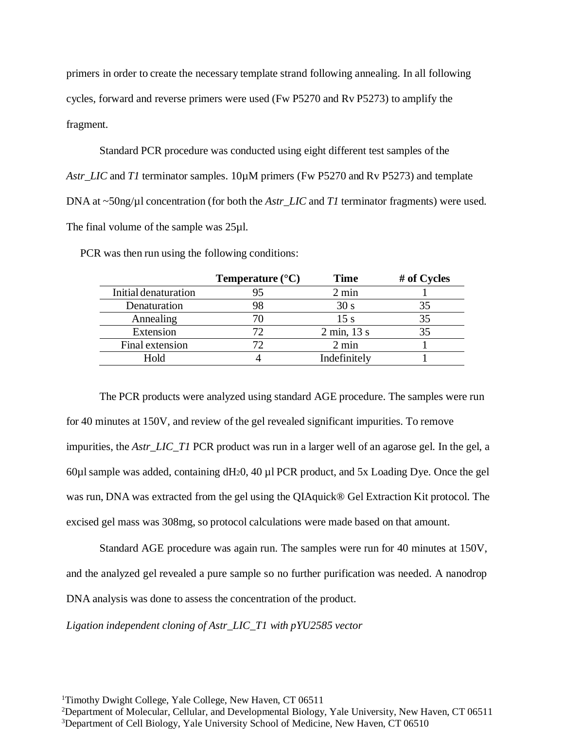primers in order to create the necessary template strand following annealing. In all following cycles, forward and reverse primers were used (Fw P5270 and Rv P5273) to amplify the fragment.

Standard PCR procedure was conducted using eight different test samples of the *Astr_LIC* and *T1* terminator samples. 10µM primers (Fw P5270 and Rv P5273) and template DNA at ~50ng/µl concentration (for both the *Astr_LIC* and *T1* terminator fragments) were used. The final volume of the sample was 25µl.

PCR was then run using the following conditions:

| | **Temperature (°C)** | **Time** | **# of Cycles** |
|---|---|---|---|
| Initial denaturation | 95 | 2 min | 1 |
| Denaturation | 98 | 30 s | 35 |
| Annealing | 70 | 15 s | 35 |
| Extension | 72 | 2 min, 13 s | 35 |
| Final extension | 72 | 2 min | 1 |
| Hold | 4 | Indefinitely | 1 |

The PCR products were analyzed using standard AGE procedure. The samples were run for 40 minutes at 150V, and review of the gel revealed significant impurities. To remove impurities, the *Astr_LIC_T1* PCR product was run in a larger well of an agarose gel. In the gel, a 60µl sample was added, containing $dH_20$, 40 µl PCR product, and 5x Loading Dye. Once the gel was run, DNA was extracted from the gel using the QIAquick® Gel Extraction Kit protocol. The excised gel mass was 308mg, so protocol calculations were made based on that amount.

Standard AGE procedure was again run. The samples were run for 40 minutes at 150V, and the analyzed gel revealed a pure sample so no further purification was needed. A nanodrop DNA analysis was done to assess the concentration of the product.

*Ligation independent cloning of Astr_LIC_T1 with pYU2585 vector*

[1]Timothy Dwight College, Yale College, New Haven, CT 06511
[2]Department of Molecular, Cellular, and Developmental Biology, Yale University, New Haven, CT 06511
[3]Department of Cell Biology, Yale University School of Medicine, New Haven, CT 06510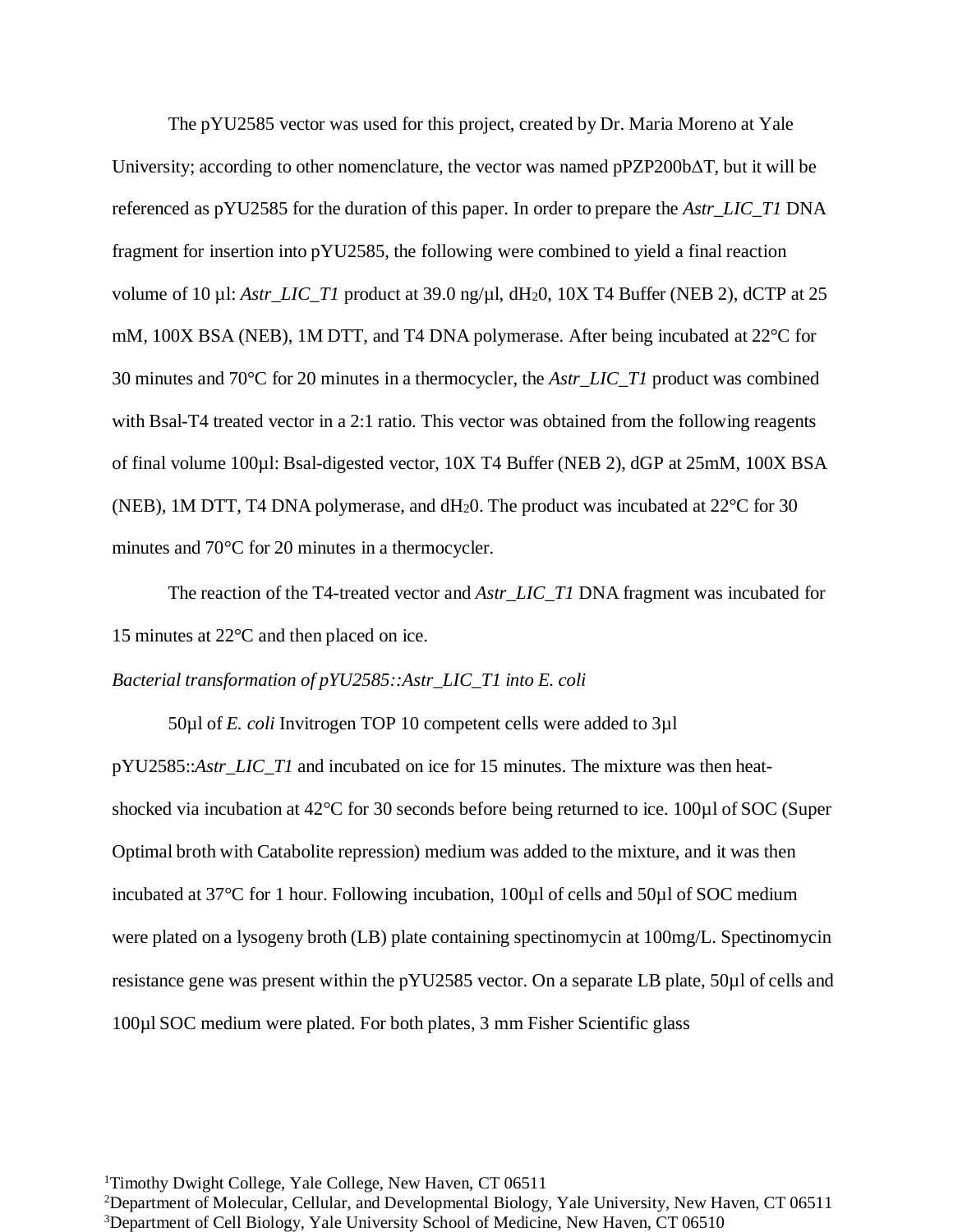The pYU2585 vector was used for this project, created by Dr. Maria Moreno at Yale University; according to other nomenclature, the vector was named pPZP200bΔT, but it will be referenced as pYU2585 for the duration of this paper. In order to prepare the *Astr_LIC_T1* DNA fragment for insertion into pYU2585, the following were combined to yield a final reaction volume of 10 µl: *Astr_LIC_T1* product at 39.0 ng/µl, $dH_20$, 10X T4 Buffer (NEB 2), dCTP at 25 mM, 100X BSA (NEB), 1M DTT, and T4 DNA polymerase. After being incubated at 22°C for 30 minutes and 70°C for 20 minutes in a thermocycler, the *Astr_LIC_T1* product was combined with BsaI-T4 treated vector in a 2:1 ratio. This vector was obtained from the following reagents of final volume 100µl: BsaI-digested vector, 10X T4 Buffer (NEB 2), dGP at 25mM, 100X BSA (NEB), 1M DTT, T4 DNA polymerase, and $dH_20$. The product was incubated at 22°C for 30 minutes and 70°C for 20 minutes in a thermocycler.

The reaction of the T4-treated vector and *Astr_LIC_T1* DNA fragment was incubated for 15 minutes at 22°C and then placed on ice.

*Bacterial transformation of pYU2585::Astr_LIC_T1 into E. coli*

50µl of *E. coli* Invitrogen TOP 10 competent cells were added to 3µl pYU2585::*Astr_LIC_T1* and incubated on ice for 15 minutes. The mixture was then heat-shocked via incubation at 42°C for 30 seconds before being returned to ice. 100µl of SOC (Super Optimal broth with Catabolite repression) medium was added to the mixture, and it was then incubated at 37°C for 1 hour. Following incubation, 100µl of cells and 50µl of SOC medium were plated on a lysogeny broth (LB) plate containing spectinomycin at 100mg/L. Spectinomycin resistance gene was present within the pYU2585 vector. On a separate LB plate, 50µl of cells and 100µl SOC medium were plated. For both plates, 3 mm Fisher Scientific glass

[1]Timothy Dwight College, Yale College, New Haven, CT 06511
[2]Department of Molecular, Cellular, and Developmental Biology, Yale University, New Haven, CT 06511
[3]Department of Cell Biology, Yale University School of Medicine, New Haven, CT 06510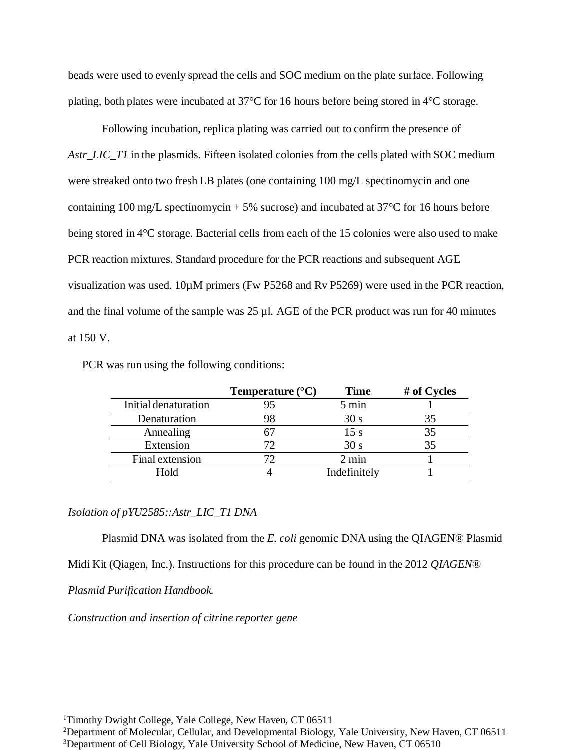beads were used to evenly spread the cells and SOC medium on the plate surface. Following plating, both plates were incubated at 37°C for 16 hours before being stored in 4°C storage.

Following incubation, replica plating was carried out to confirm the presence of *Astr_LIC_T1* in the plasmids. Fifteen isolated colonies from the cells plated with SOC medium were streaked onto two fresh LB plates (one containing 100 mg/L spectinomycin and one containing 100 mg/L spectinomycin + 5% sucrose) and incubated at 37°C for 16 hours before being stored in 4°C storage. Bacterial cells from each of the 15 colonies were also used to make PCR reaction mixtures. Standard procedure for the PCR reactions and subsequent AGE visualization was used. 10µM primers (Fw P5268 and Rv P5269) were used in the PCR reaction, and the final volume of the sample was 25 µl. AGE of the PCR product was run for 40 minutes at 150 V.

PCR was run using the following conditions:

| | **Temperature (°C)** | **Time** | **# of Cycles** |
|---|---|---|---|
| Initial denaturation | 95 | 5 min | 1 |
| Denaturation | 98 | 30 s | 35 |
| Annealing | 67 | 15 s | 35 |
| Extension | 72 | 30 s | 35 |
| Final extension | 72 | 2 min | 1 |
| Hold | 4 | Indefinitely | 1 |

*Isolation of pYU2585::Astr_LIC_T1 DNA*

Plasmid DNA was isolated from the *E. coli* genomic DNA using the QIAGEN® Plasmid Midi Kit (Qiagen, Inc.). Instructions for this procedure can be found in the 2012 *QIAGEN® Plasmid Purification Handbook.*

*Construction and insertion of citrine reporter gene*

[1]Timothy Dwight College, Yale College, New Haven, CT 06511
[2]Department of Molecular, Cellular, and Developmental Biology, Yale University, New Haven, CT 06511
[3]Department of Cell Biology, Yale University School of Medicine, New Haven, CT 06510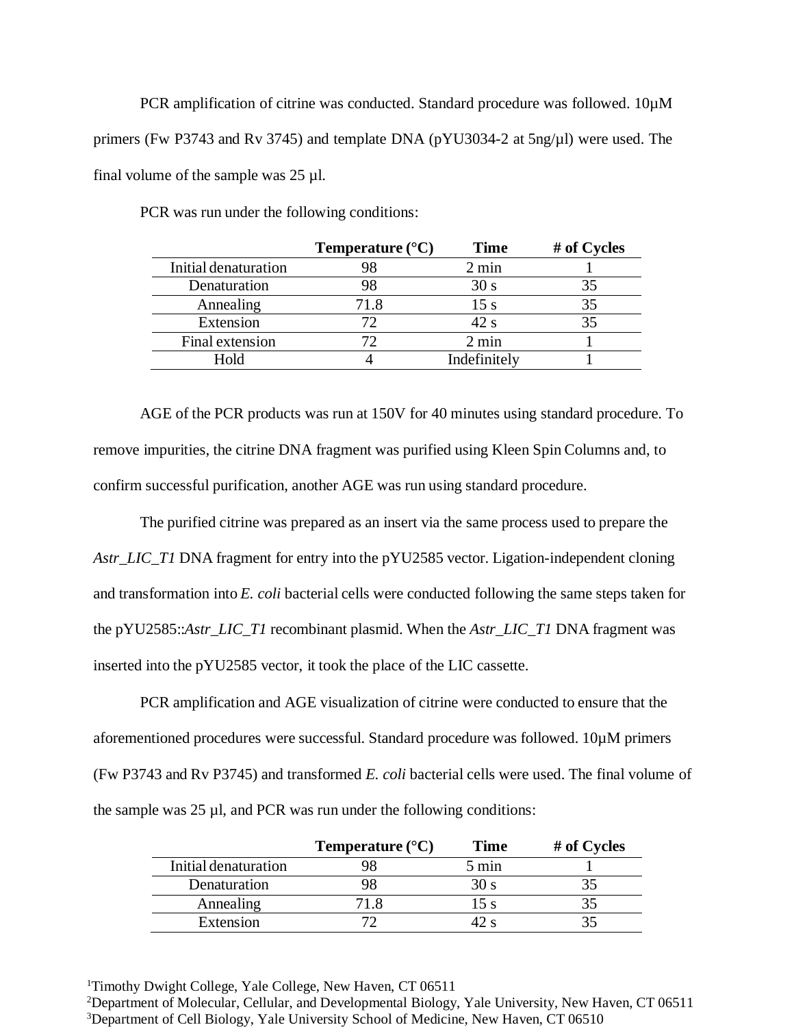PCR amplification of citrine was conducted. Standard procedure was followed. 10µM primers (Fw P3743 and Rv 3745) and template DNA (pYU3034-2 at 5ng/µl) were used. The final volume of the sample was 25 µl.

PCR was run under the following conditions:

| | **Temperature (°C)** | **Time** | **# of Cycles** |
|---|---|---|---|
| Initial denaturation | 98 | 2 min | 1 |
| Denaturation | 98 | 30 s | 35 |
| Annealing | 71.8 | 15 s | 35 |
| Extension | 72 | 42 s | 35 |
| Final extension | 72 | 2 min | 1 |
| Hold | 4 | Indefinitely | 1 |

AGE of the PCR products was run at 150V for 40 minutes using standard procedure. To remove impurities, the citrine DNA fragment was purified using Kleen Spin Columns and, to confirm successful purification, another AGE was run using standard procedure.

The purified citrine was prepared as an insert via the same process used to prepare the *Astr_LIC_T1* DNA fragment for entry into the pYU2585 vector. Ligation-independent cloning and transformation into *E. coli* bacterial cells were conducted following the same steps taken for the pYU2585::*Astr_LIC_T1* recombinant plasmid. When the *Astr_LIC_T1* DNA fragment was inserted into the pYU2585 vector, it took the place of the LIC cassette.

PCR amplification and AGE visualization of citrine were conducted to ensure that the aforementioned procedures were successful. Standard procedure was followed. 10µM primers (Fw P3743 and Rv P3745) and transformed *E. coli* bacterial cells were used. The final volume of the sample was 25 µl, and PCR was run under the following conditions:

| | **Temperature (°C)** | **Time** | **# of Cycles** |
|---|---|---|---|
| Initial denaturation | 98 | 5 min | 1 |
| Denaturation | 98 | 30 s | 35 |
| Annealing | 71.8 | 15 s | 35 |
| Extension | 72 | 42 s | 35 |

[1]Timothy Dwight College, Yale College, New Haven, CT 06511
[2]Department of Molecular, Cellular, and Developmental Biology, Yale University, New Haven, CT 06511
[3]Department of Cell Biology, Yale University School of Medicine, New Haven, CT 06510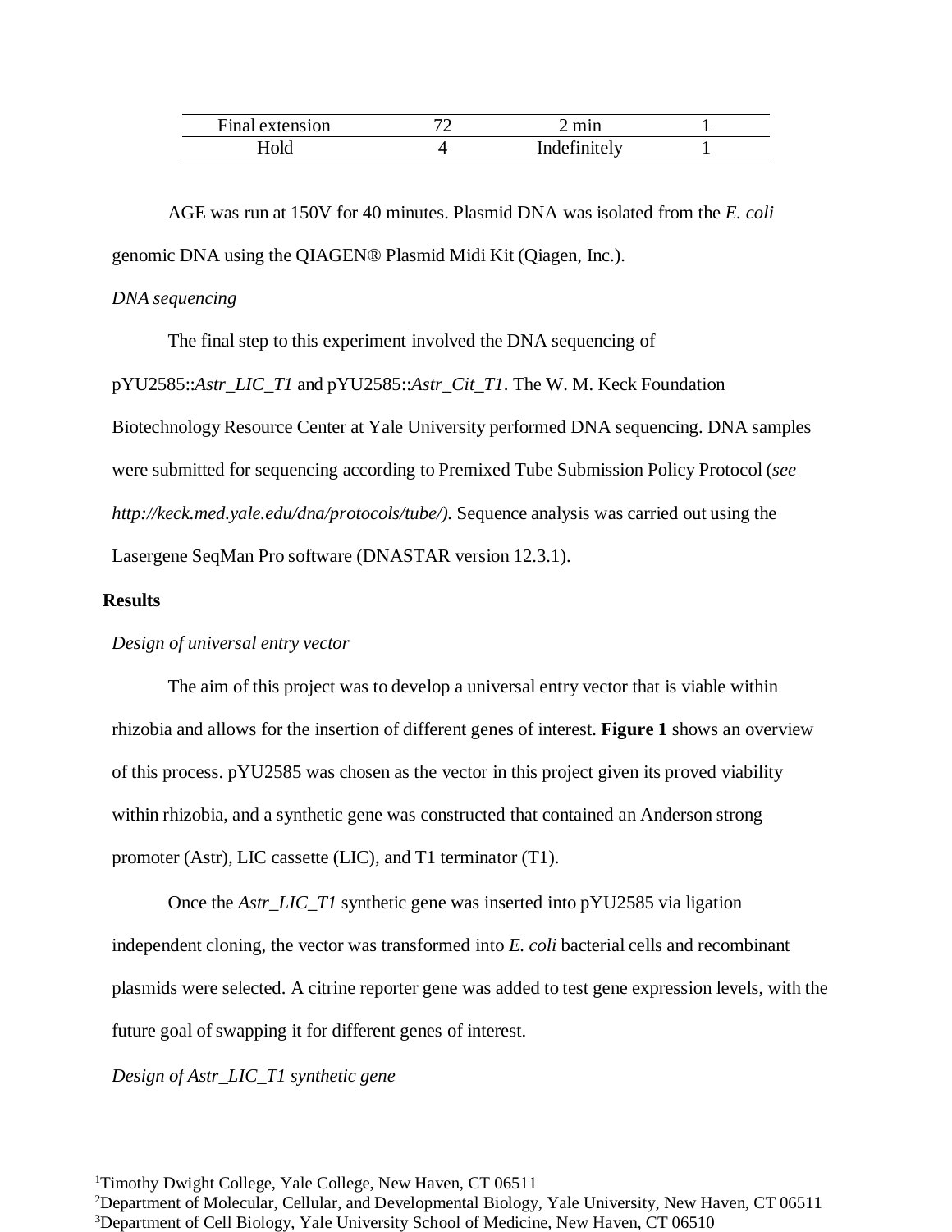| Final extension | 72 | 2 min | 1 |
| --- | --- | --- | --- |
| Hold | 4 | Indefinitely | 1 |

AGE was run at 150V for 40 minutes. Plasmid DNA was isolated from the *E. coli* genomic DNA using the QIAGEN® Plasmid Midi Kit (Qiagen, Inc.).

*DNA sequencing*

The final step to this experiment involved the DNA sequencing of pYU2585::*Astr_LIC_T1* and pYU2585::*Astr_Cit_T1*. The W. M. Keck Foundation Biotechnology Resource Center at Yale University performed DNA sequencing. DNA samples were submitted for sequencing according to Premixed Tube Submission Policy Protocol (*see http://keck.med.yale.edu/dna/protocols/tube/).* Sequence analysis was carried out using the Lasergene SeqMan Pro software (DNASTAR version 12.3.1).

## Results

*Design of universal entry vector*

The aim of this project was to develop a universal entry vector that is viable within rhizobia and allows for the insertion of different genes of interest. **Figure 1** shows an overview of this process. pYU2585 was chosen as the vector in this project given its proved viability within rhizobia, and a synthetic gene was constructed that contained an Anderson strong promoter (Astr), LIC cassette (LIC), and T1 terminator (T1).

Once the *Astr_LIC_T1* synthetic gene was inserted into pYU2585 via ligation independent cloning, the vector was transformed into *E. coli* bacterial cells and recombinant plasmids were selected. A citrine reporter gene was added to test gene expression levels, with the future goal of swapping it for different genes of interest.

*Design of Astr_LIC_T1 synthetic gene*

[1]Timothy Dwight College, Yale College, New Haven, CT 06511
[2]Department of Molecular, Cellular, and Developmental Biology, Yale University, New Haven, CT 06511
[3]Department of Cell Biology, Yale University School of Medicine, New Haven, CT 06510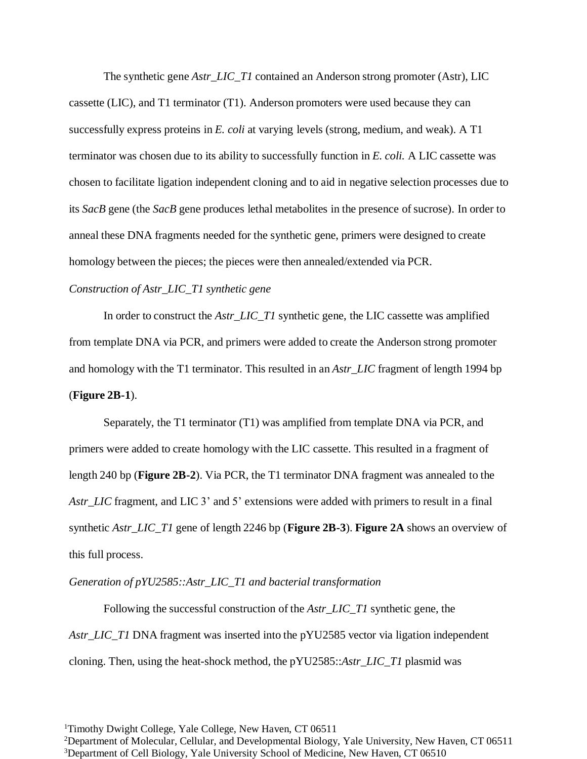The synthetic gene *Astr_LIC_T1* contained an Anderson strong promoter (Astr), LIC cassette (LIC), and T1 terminator (T1). Anderson promoters were used because they can successfully express proteins in *E. coli* at varying levels (strong, medium, and weak). A T1 terminator was chosen due to its ability to successfully function in *E. coli.* A LIC cassette was chosen to facilitate ligation independent cloning and to aid in negative selection processes due to its *SacB* gene (the *SacB* gene produces lethal metabolites in the presence of sucrose). In order to anneal these DNA fragments needed for the synthetic gene, primers were designed to create homology between the pieces; the pieces were then annealed/extended via PCR.

*Construction of Astr_LIC_T1 synthetic gene*

In order to construct the *Astr_LIC_T1* synthetic gene, the LIC cassette was amplified from template DNA via PCR, and primers were added to create the Anderson strong promoter and homology with the T1 terminator. This resulted in an *Astr_LIC* fragment of length 1994 bp (**Figure 2B-1**).

Separately, the T1 terminator (T1) was amplified from template DNA via PCR, and primers were added to create homology with the LIC cassette. This resulted in a fragment of length 240 bp (**Figure 2B-2**). Via PCR, the T1 terminator DNA fragment was annealed to the *Astr_LIC* fragment, and LIC 3' and 5' extensions were added with primers to result in a final synthetic *Astr_LIC_T1* gene of length 2246 bp (**Figure 2B-3**). **Figure 2A** shows an overview of this full process.

*Generation of pYU2585::Astr_LIC_T1 and bacterial transformation*

Following the successful construction of the *Astr_LIC_T1* synthetic gene, the *Astr_LIC_T1* DNA fragment was inserted into the pYU2585 vector via ligation independent cloning. Then, using the heat-shock method, the pYU2585::*Astr_LIC_T1* plasmid was

[1]Timothy Dwight College, Yale College, New Haven, CT 06511
[2]Department of Molecular, Cellular, and Developmental Biology, Yale University, New Haven, CT 06511
[3]Department of Cell Biology, Yale University School of Medicine, New Haven, CT 06510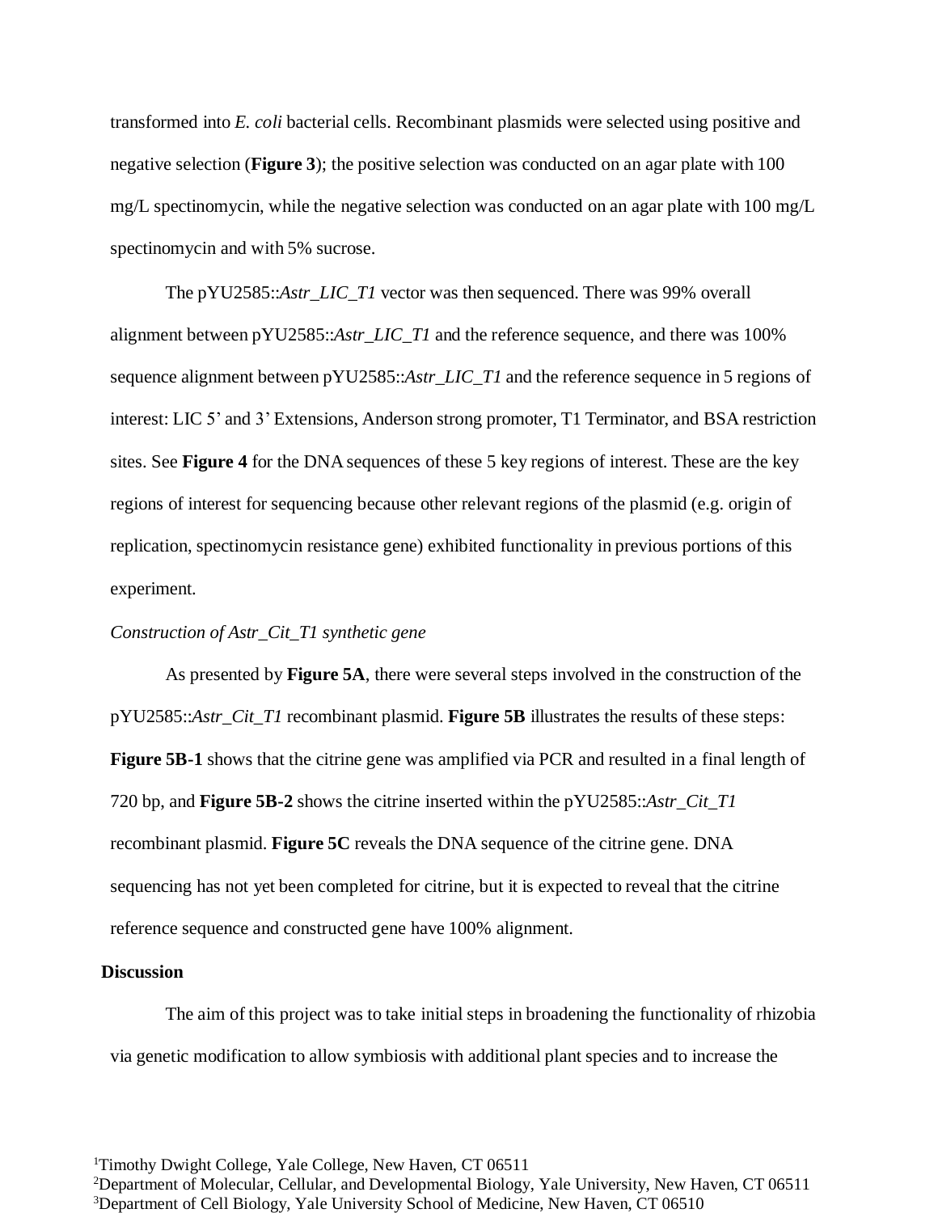transformed into *E. coli* bacterial cells. Recombinant plasmids were selected using positive and negative selection (**Figure 3**); the positive selection was conducted on an agar plate with 100 mg/L spectinomycin, while the negative selection was conducted on an agar plate with 100 mg/L spectinomycin and with 5% sucrose.

The pYU2585::*Astr_LIC_T1* vector was then sequenced. There was 99% overall alignment between pYU2585::*Astr_LIC_T1* and the reference sequence, and there was 100% sequence alignment between pYU2585::*Astr_LIC_T1* and the reference sequence in 5 regions of interest: LIC 5' and 3' Extensions, Anderson strong promoter, T1 Terminator, and BSA restriction sites. See **Figure 4** for the DNA sequences of these 5 key regions of interest. These are the key regions of interest for sequencing because other relevant regions of the plasmid (e.g. origin of replication, spectinomycin resistance gene) exhibited functionality in previous portions of this experiment.

*Construction of Astr_Cit_T1 synthetic gene*

As presented by **Figure 5A**, there were several steps involved in the construction of the pYU2585::*Astr_Cit_T1* recombinant plasmid. **Figure 5B** illustrates the results of these steps: **Figure 5B-1** shows that the citrine gene was amplified via PCR and resulted in a final length of 720 bp, and **Figure 5B-2** shows the citrine inserted within the pYU2585::*Astr_Cit_T1* recombinant plasmid. **Figure 5C** reveals the DNA sequence of the citrine gene. DNA sequencing has not yet been completed for citrine, but it is expected to reveal that the citrine reference sequence and constructed gene have 100% alignment.

## Discussion

The aim of this project was to take initial steps in broadening the functionality of rhizobia via genetic modification to allow symbiosis with additional plant species and to increase the

[1]Timothy Dwight College, Yale College, New Haven, CT 06511
[2]Department of Molecular, Cellular, and Developmental Biology, Yale University, New Haven, CT 06511
[3]Department of Cell Biology, Yale University School of Medicine, New Haven, CT 06510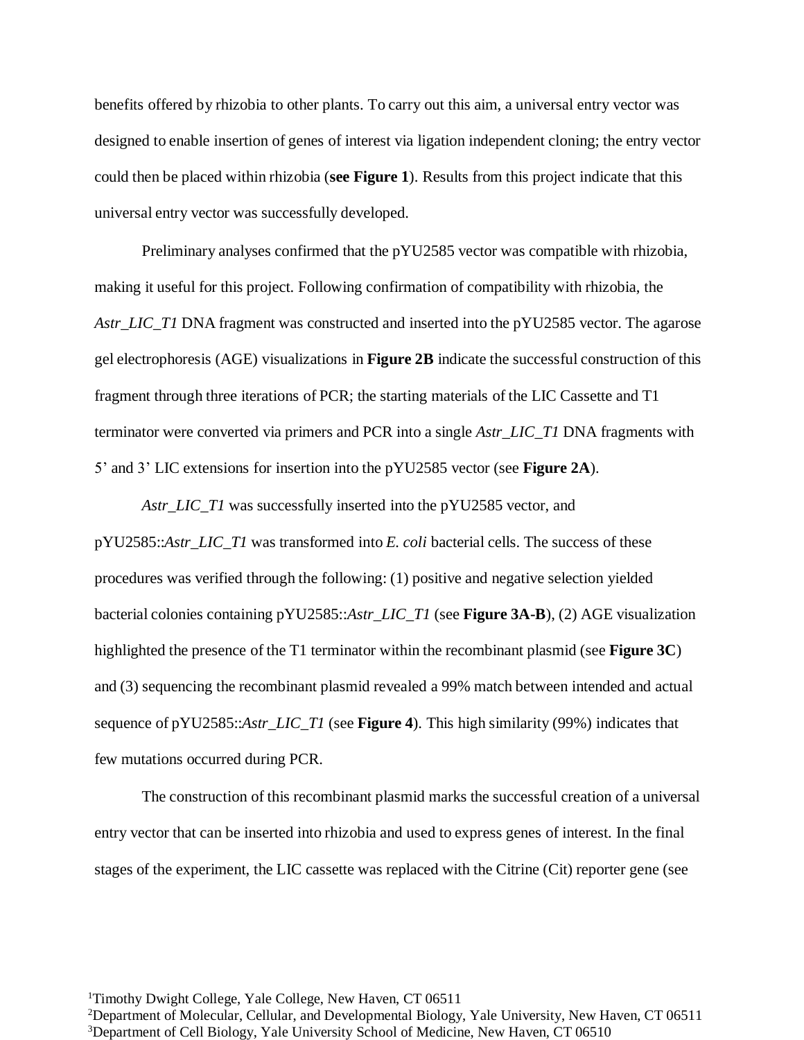benefits offered by rhizobia to other plants. To carry out this aim, a universal entry vector was designed to enable insertion of genes of interest via ligation independent cloning; the entry vector could then be placed within rhizobia (**see Figure 1**). Results from this project indicate that this universal entry vector was successfully developed.

Preliminary analyses confirmed that the pYU2585 vector was compatible with rhizobia, making it useful for this project. Following confirmation of compatibility with rhizobia, the *Astr_LIC_T1* DNA fragment was constructed and inserted into the pYU2585 vector. The agarose gel electrophoresis (AGE) visualizations in **Figure 2B** indicate the successful construction of this fragment through three iterations of PCR; the starting materials of the LIC Cassette and T1 terminator were converted via primers and PCR into a single *Astr_LIC_T1* DNA fragments with 5' and 3' LIC extensions for insertion into the pYU2585 vector (see **Figure 2A**).

*Astr_LIC_T1* was successfully inserted into the pYU2585 vector, and pYU2585::*Astr_LIC_T1* was transformed into *E. coli* bacterial cells. The success of these procedures was verified through the following: (1) positive and negative selection yielded bacterial colonies containing pYU2585::*Astr_LIC_T1* (see **Figure 3A-B**), (2) AGE visualization highlighted the presence of the T1 terminator within the recombinant plasmid (see **Figure 3C**) and (3) sequencing the recombinant plasmid revealed a 99% match between intended and actual sequence of pYU2585::*Astr_LIC_T1* (see **Figure 4**). This high similarity (99%) indicates that few mutations occurred during PCR.

The construction of this recombinant plasmid marks the successful creation of a universal entry vector that can be inserted into rhizobia and used to express genes of interest. In the final stages of the experiment, the LIC cassette was replaced with the Citrine (Cit) reporter gene (see

[1]Timothy Dwight College, Yale College, New Haven, CT 06511
[2]Department of Molecular, Cellular, and Developmental Biology, Yale University, New Haven, CT 06511
[3]Department of Cell Biology, Yale University School of Medicine, New Haven, CT 06510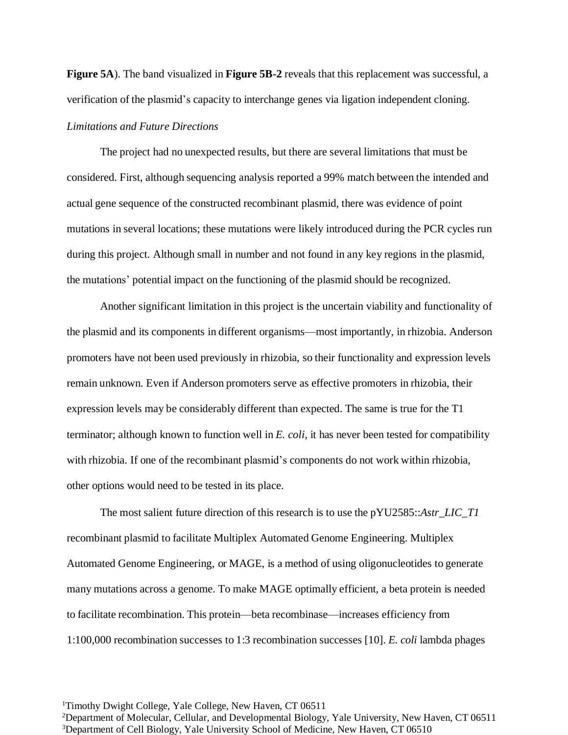**Figure 5A**). The band visualized in **Figure 5B-2** reveals that this replacement was successful, a verification of the plasmid's capacity to interchange genes via ligation independent cloning.

*Limitations and Future Directions*

The project had no unexpected results, but there are several limitations that must be considered. First, although sequencing analysis reported a 99% match between the intended and actual gene sequence of the constructed recombinant plasmid, there was evidence of point mutations in several locations; these mutations were likely introduced during the PCR cycles run during this project. Although small in number and not found in any key regions in the plasmid, the mutations' potential impact on the functioning of the plasmid should be recognized.

Another significant limitation in this project is the uncertain viability and functionality of the plasmid and its components in different organisms—most importantly, in rhizobia. Anderson promoters have not been used previously in rhizobia, so their functionality and expression levels remain unknown. Even if Anderson promoters serve as effective promoters in rhizobia, their expression levels may be considerably different than expected. The same is true for the T1 terminator; although known to function well in *E. coli*, it has never been tested for compatibility with rhizobia. If one of the recombinant plasmid's components do not work within rhizobia, other options would need to be tested in its place.

The most salient future direction of this research is to use the pYU2585::*Astr_LIC_T1* recombinant plasmid to facilitate Multiplex Automated Genome Engineering. Multiplex Automated Genome Engineering, or MAGE, is a method of using oligonucleotides to generate many mutations across a genome. To make MAGE optimally efficient, a beta protein is needed to facilitate recombination. This protein—beta recombinase—increases efficiency from 1:100,000 recombination successes to 1:3 recombination successes [10]. *E. coli* lambda phages

[1]Timothy Dwight College, Yale College, New Haven, CT 06511
[2]Department of Molecular, Cellular, and Developmental Biology, Yale University, New Haven, CT 06511
[3]Department of Cell Biology, Yale University School of Medicine, New Haven, CT 06510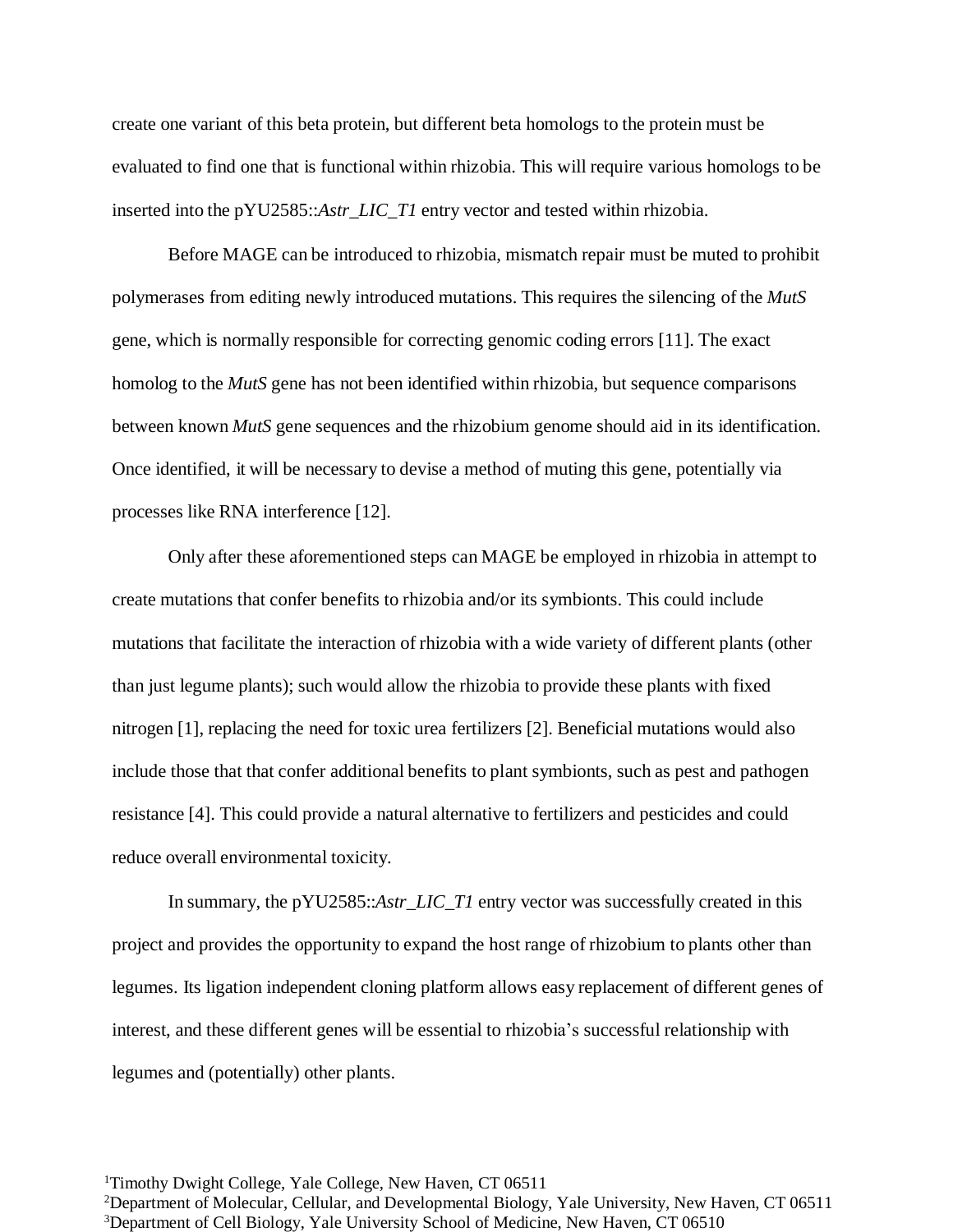create one variant of this beta protein, but different beta homologs to the protein must be evaluated to find one that is functional within rhizobia. This will require various homologs to be inserted into the pYU2585::*Astr_LIC_T1* entry vector and tested within rhizobia.

Before MAGE can be introduced to rhizobia, mismatch repair must be muted to prohibit polymerases from editing newly introduced mutations. This requires the silencing of the *MutS* gene, which is normally responsible for correcting genomic coding errors [11]. The exact homolog to the *MutS* gene has not been identified within rhizobia, but sequence comparisons between known *MutS* gene sequences and the rhizobium genome should aid in its identification. Once identified, it will be necessary to devise a method of muting this gene, potentially via processes like RNA interference [12].

Only after these aforementioned steps can MAGE be employed in rhizobia in attempt to create mutations that confer benefits to rhizobia and/or its symbionts. This could include mutations that facilitate the interaction of rhizobia with a wide variety of different plants (other than just legume plants); such would allow the rhizobia to provide these plants with fixed nitrogen [1], replacing the need for toxic urea fertilizers [2]. Beneficial mutations would also include those that that confer additional benefits to plant symbionts, such as pest and pathogen resistance [4]. This could provide a natural alternative to fertilizers and pesticides and could reduce overall environmental toxicity.

In summary, the pYU2585::*Astr_LIC_T1* entry vector was successfully created in this project and provides the opportunity to expand the host range of rhizobium to plants other than legumes. Its ligation independent cloning platform allows easy replacement of different genes of interest, and these different genes will be essential to rhizobia's successful relationship with legumes and (potentially) other plants.

[1]Timothy Dwight College, Yale College, New Haven, CT 06511
[2]Department of Molecular, Cellular, and Developmental Biology, Yale University, New Haven, CT 06511
[3]Department of Cell Biology, Yale University School of Medicine, New Haven, CT 06510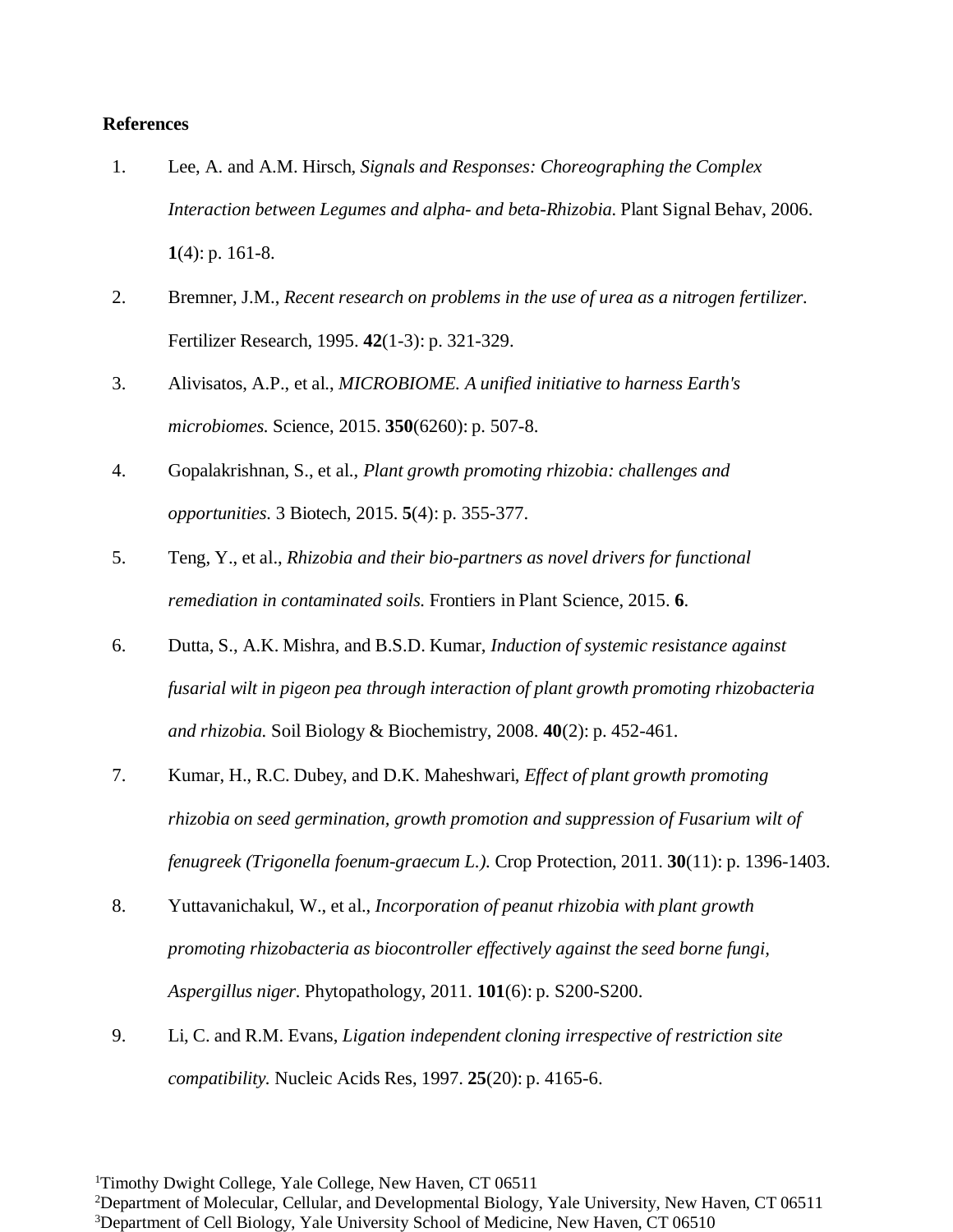**References**

1. Lee, A. and A.M. Hirsch, *Signals and Responses: Choreographing the Complex Interaction between Legumes and alpha- and beta-Rhizobia.* Plant Signal Behav, 2006. **1**(4): p. 161-8.
2. Bremner, J.M., *Recent research on problems in the use of urea as a nitrogen fertilizer.* Fertilizer Research, 1995. **42**(1-3): p. 321-329.
3. Alivisatos, A.P., et al., *MICROBIOME. A unified initiative to harness Earth's microbiomes.* Science, 2015. **350**(6260): p. 507-8.
4. Gopalakrishnan, S., et al., *Plant growth promoting rhizobia: challenges and opportunities.* 3 Biotech, 2015. **5**(4): p. 355-377.
5. Teng, Y., et al., *Rhizobia and their bio-partners as novel drivers for functional remediation in contaminated soils.* Frontiers in Plant Science, 2015. **6**.
6. Dutta, S., A.K. Mishra, and B.S.D. Kumar, *Induction of systemic resistance against fusarial wilt in pigeon pea through interaction of plant growth promoting rhizobacteria and rhizobia.* Soil Biology & Biochemistry, 2008. **40**(2): p. 452-461.
7. Kumar, H., R.C. Dubey, and D.K. Maheshwari, *Effect of plant growth promoting rhizobia on seed germination, growth promotion and suppression of Fusarium wilt of fenugreek (Trigonella foenum-graecum L.).* Crop Protection, 2011. **30**(11): p. 1396-1403.
8. Yuttavanichakul, W., et al., *Incorporation of peanut rhizobia with plant growth promoting rhizobacteria as biocontroller effectively against the seed borne fungi, Aspergillus niger.* Phytopathology, 2011. **101**(6): p. S200-S200.
9. Li, C. and R.M. Evans, *Ligation independent cloning irrespective of restriction site compatibility.* Nucleic Acids Res, 1997. **25**(20): p. 4165-6.

[1]Timothy Dwight College, Yale College, New Haven, CT 06511
[2]Department of Molecular, Cellular, and Developmental Biology, Yale University, New Haven, CT 06511
[3]Department of Cell Biology, Yale University School of Medicine, New Haven, CT 06510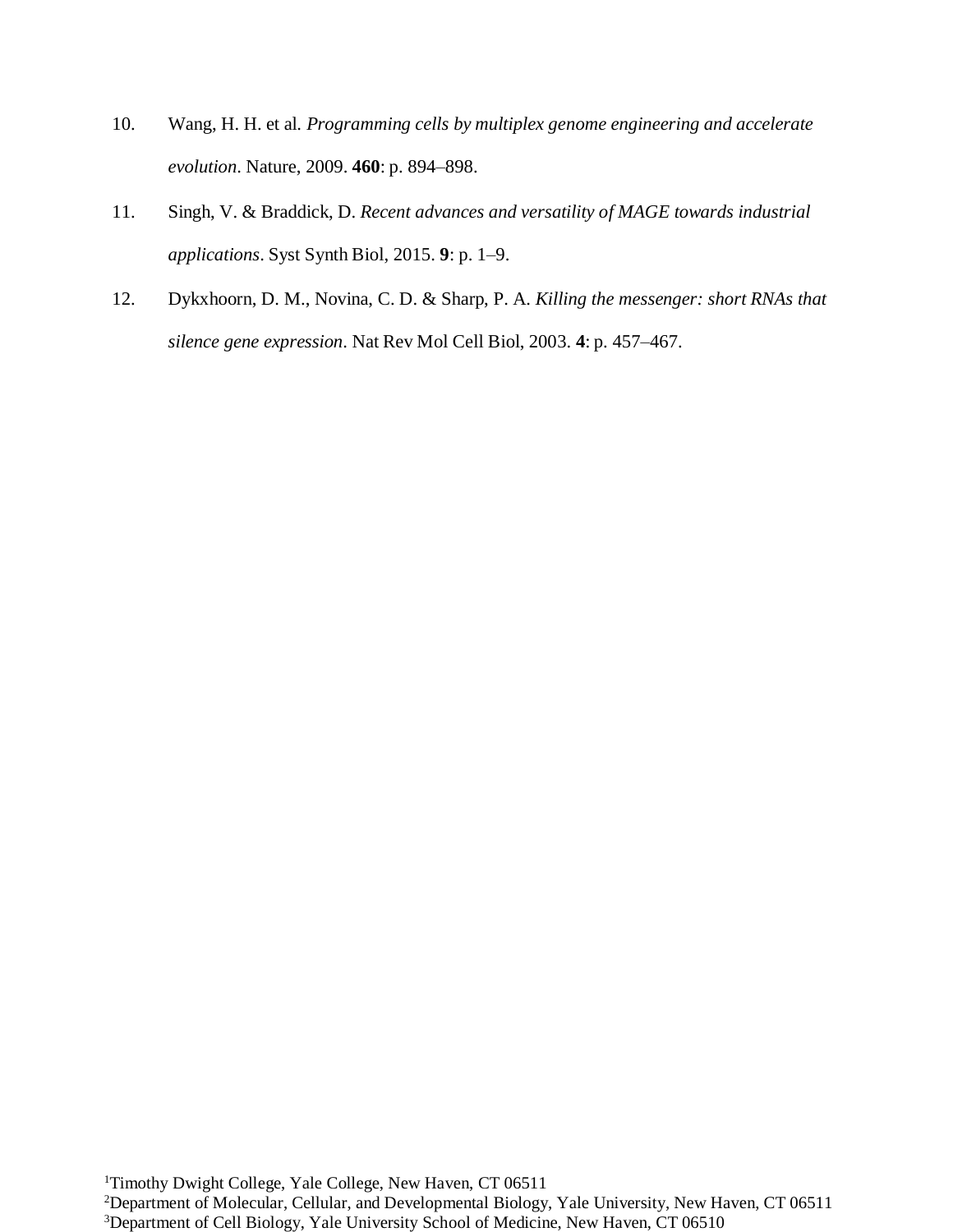10. Wang, H. H. et al. *Programming cells by multiplex genome engineering and accelerate evolution*. Nature, 2009. **460**: p. 894–898.
11. Singh, V. & Braddick, D. *Recent advances and versatility of MAGE towards industrial applications*. Syst Synth Biol, 2015. **9**: p. 1–9.
12. Dykxhoorn, D. M., Novina, C. D. & Sharp, P. A. *Killing the messenger: short RNAs that silence gene expression*. Nat Rev Mol Cell Biol, 2003. **4**: p. 457–467.

[1]Timothy Dwight College, Yale College, New Haven, CT 06511
[2]Department of Molecular, Cellular, and Developmental Biology, Yale University, New Haven, CT 06511
[3]Department of Cell Biology, Yale University School of Medicine, New Haven, CT 06510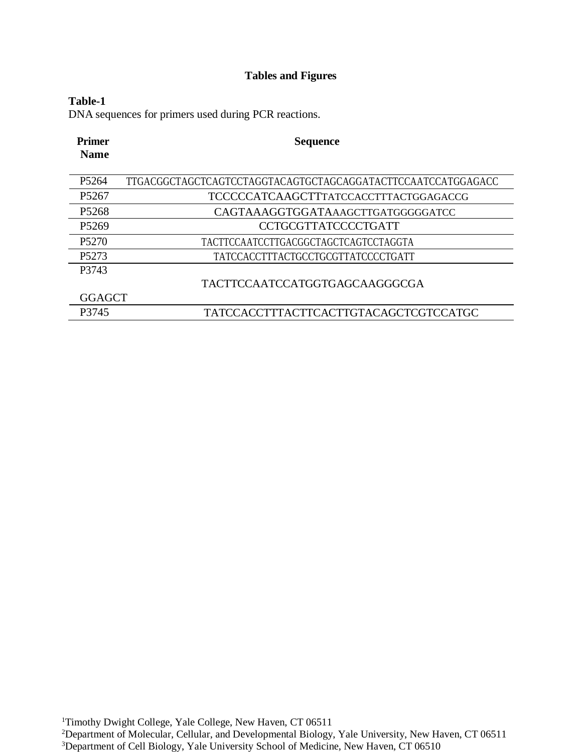## Tables and Figures

**Table-1**
DNA sequences for primers used during PCR reactions.

| Primer Name | Sequence |
|---|---|
| P5264 | TTGACGGCTAGCTCAGTCCTAGGTACAGTGCTAGCAGGATACTTCCAATCCATGGAGACC |
| P5267 | TCCCCCATCAAGCTTTATCCACCTTTACTGGAGACCG |
| P5268 | CAGTAAAGGTGGATAAAGCTTGATGGGGGATCC |
| P5269 | CCTGCGTTATCCCCTGATT |
| P5270 | TACTTCCAATCCTTGACGGCTAGCTCAGTCCTAGGTA |
| P5273 | TATCCACCTTTACTGCCTGCGTTATCCCCTGATT |
| P3743 | TACTTCCAATCCATGGTGAGCAAGGGCGAGGAGCT |
| P3745 | TATCCACCTTTACTTCACTTGTACAGCTCGTCCATGC |

[1]Timothy Dwight College, Yale College, New Haven, CT 06511
[2]Department of Molecular, Cellular, and Developmental Biology, Yale University, New Haven, CT 06511
[3]Department of Cell Biology, Yale University School of Medicine, New Haven, CT 06510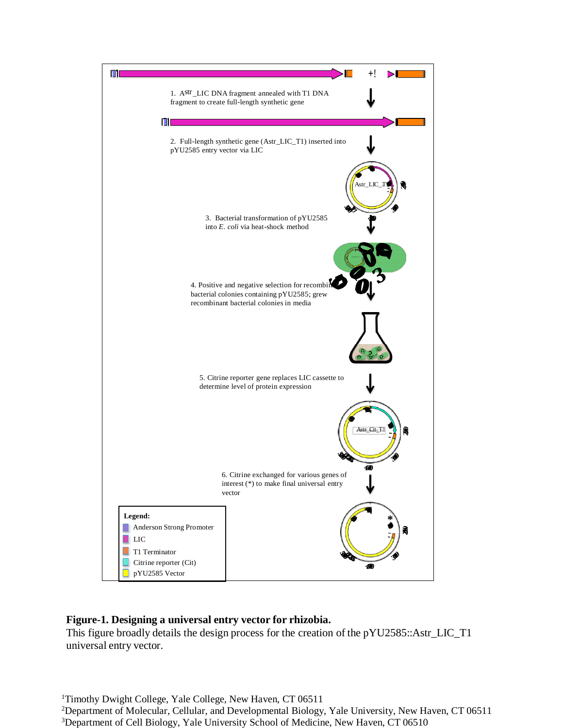1. Astr_LIC DNA fragment annealed with T1 DNA fragment to create full-length synthetic gene

2. Full-length synthetic gene (Astr_LIC_T1) inserted into pYU2585 entry vector via LIC

3. Bacterial transformation of pYU2585 into *E. coli* via heat-shock method

4. Positive and negative selection for recombinant bacterial colonies containing pYU2585; grew recombinant bacterial colonies in media

5. Citrine reporter gene replaces LIC cassette to determine level of protein expression

6. Citrine exchanged for various genes of interest (*) to make final universal entry vector

**Legend:**

- Anderson Strong Promoter
- LIC
- T1 Terminator
- Citrine reporter (Cit)
- pYU2585 Vector

**Figure-1. Designing a universal entry vector for rhizobia.**
This figure broadly details the design process for the creation of the pYU2585::Astr_LIC_T1 universal entry vector.

[1]Timothy Dwight College, Yale College, New Haven, CT 06511
[2]Department of Molecular, Cellular, and Developmental Biology, Yale University, New Haven, CT 06511
[3]Department of Cell Biology, Yale University School of Medicine, New Haven, CT 06510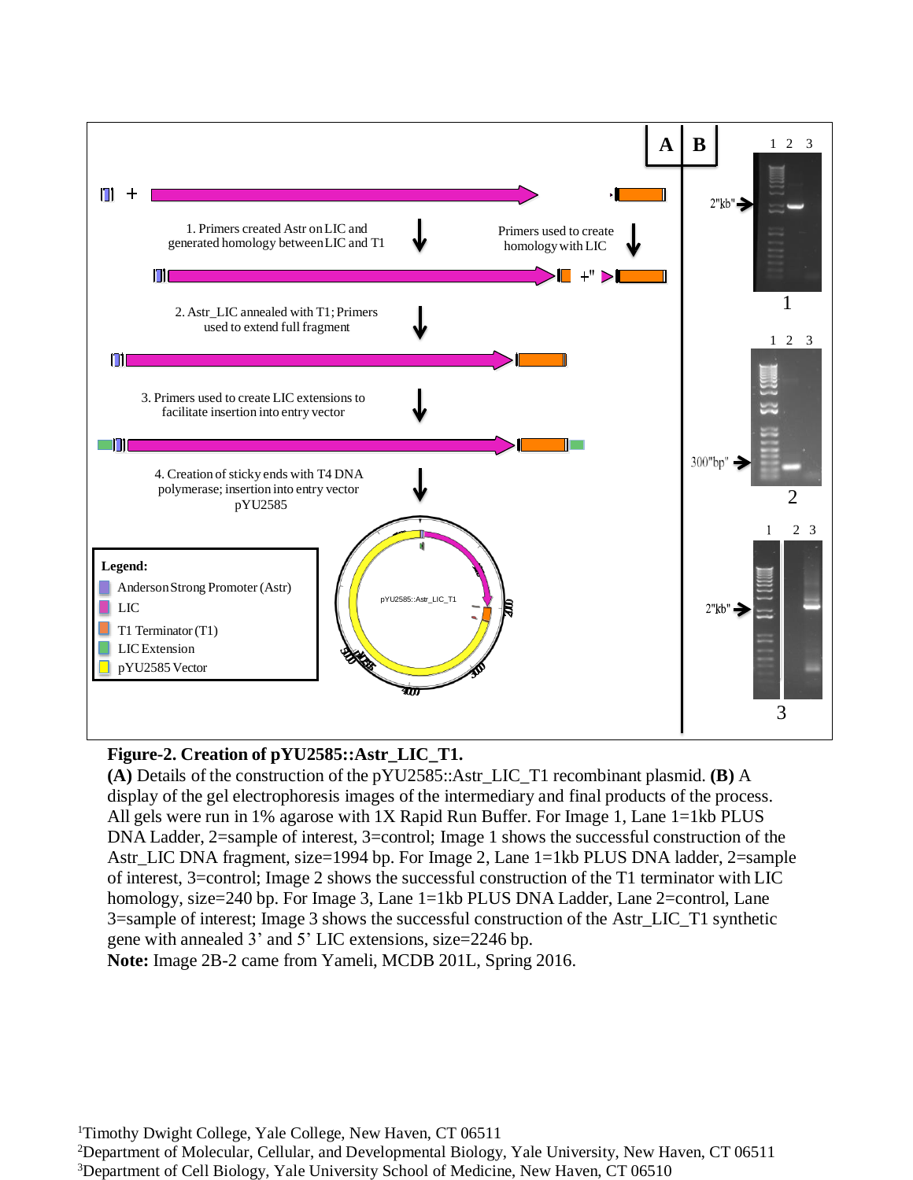**Figure-2. Creation of pYU2585::Astr_LIC_T1.**
**(A)** Details of the construction of the pYU2585::Astr_LIC_T1 recombinant plasmid. **(B)** A display of the gel electrophoresis images of the intermediary and final products of the process. All gels were run in 1% agarose with 1X Rapid Run Buffer. For Image 1, Lane 1=1kb PLUS DNA Ladder, 2=sample of interest, 3=control; Image 1 shows the successful construction of the Astr_LIC DNA fragment, size=1994 bp. For Image 2, Lane 1=1kb PLUS DNA ladder, 2=sample of interest, 3=control; Image 2 shows the successful construction of the T1 terminator with LIC homology, size=240 bp. For Image 3, Lane 1=1kb PLUS DNA Ladder, Lane 2=control, Lane 3=sample of interest; Image 3 shows the successful construction of the Astr_LIC_T1 synthetic gene with annealed 3' and 5' LIC extensions, size=2246 bp.
**Note:** Image 2B-2 came from Yameli, MCDB 201L, Spring 2016.

[1]Timothy Dwight College, Yale College, New Haven, CT 06511
[2]Department of Molecular, Cellular, and Developmental Biology, Yale University, New Haven, CT 06511
[3]Department of Cell Biology, Yale University School of Medicine, New Haven, CT 06510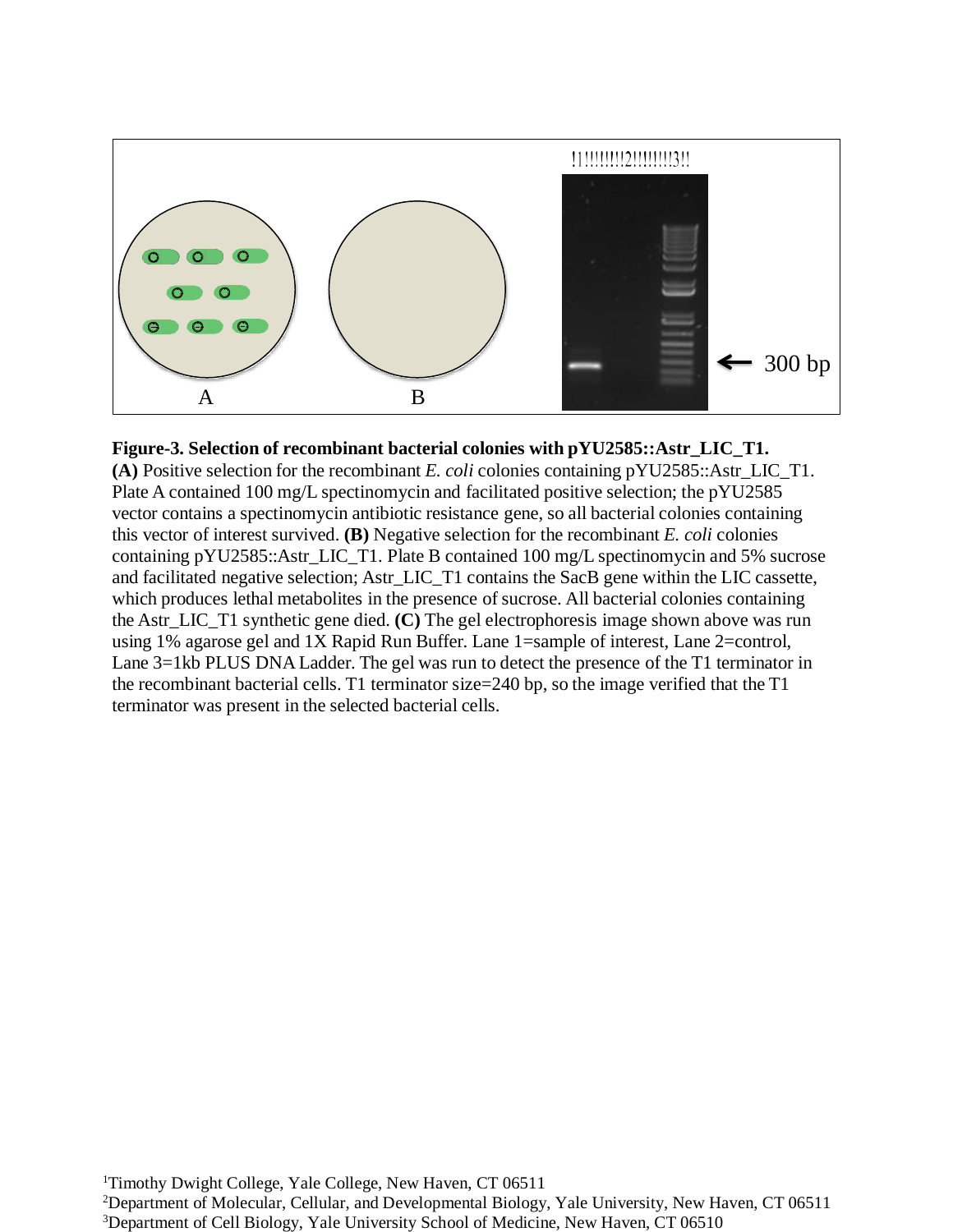**Figure-3. Selection of recombinant bacterial colonies with pYU2585::Astr_LIC_T1.** **(A)** Positive selection for the recombinant *E. coli* colonies containing pYU2585::Astr_LIC_T1. Plate A contained 100 mg/L spectinomycin and facilitated positive selection; the pYU2585 vector contains a spectinomycin antibiotic resistance gene, so all bacterial colonies containing this vector of interest survived. **(B)** Negative selection for the recombinant *E. coli* colonies containing pYU2585::Astr_LIC_T1. Plate B contained 100 mg/L spectinomycin and 5% sucrose and facilitated negative selection; Astr_LIC_T1 contains the SacB gene within the LIC cassette, which produces lethal metabolites in the presence of sucrose. All bacterial colonies containing the Astr_LIC_T1 synthetic gene died. **(C)** The gel electrophoresis image shown above was run using 1% agarose gel and 1X Rapid Run Buffer. Lane 1=sample of interest, Lane 2=control, Lane 3=1kb PLUS DNA Ladder. The gel was run to detect the presence of the T1 terminator in the recombinant bacterial cells. T1 terminator size=240 bp, so the image verified that the T1 terminator was present in the selected bacterial cells.

[1]Timothy Dwight College, Yale College, New Haven, CT 06511
[2]Department of Molecular, Cellular, and Developmental Biology, Yale University, New Haven, CT 06511
[3]Department of Cell Biology, Yale University School of Medicine, New Haven, CT 06510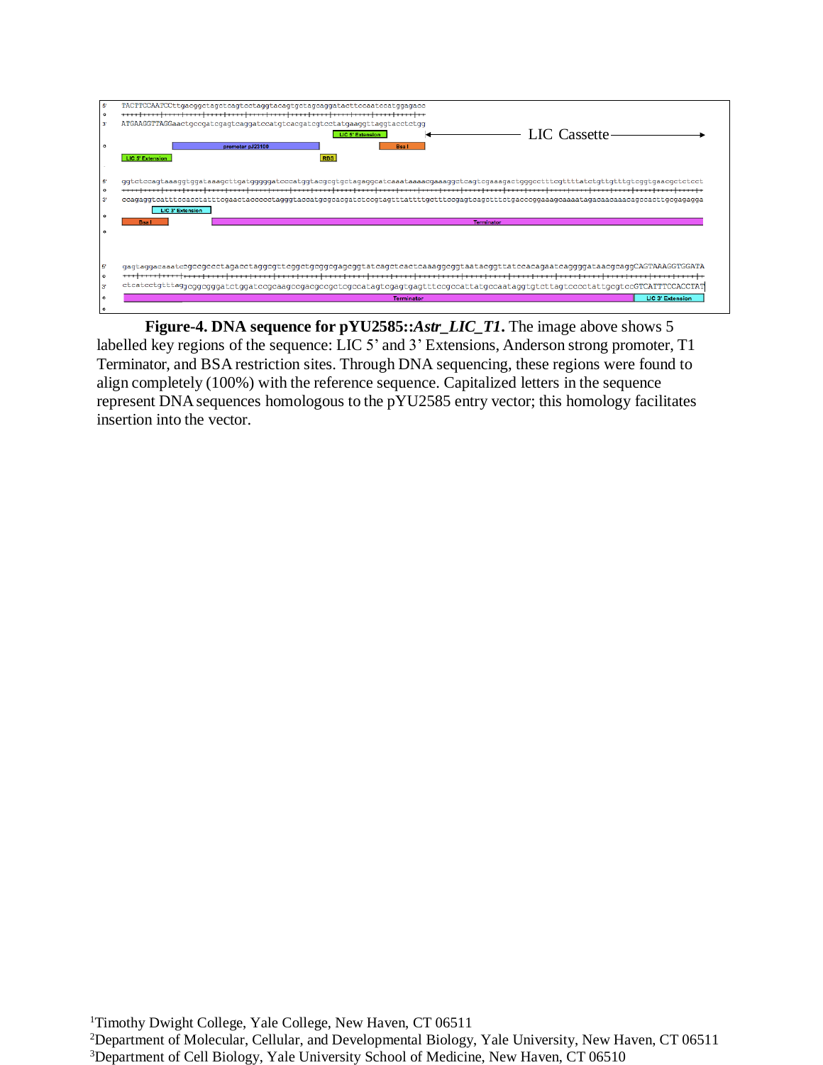**Figure-4. DNA sequence for pYU2585::*Astr_LIC_T1*.** The image above shows 5 labelled key regions of the sequence: LIC 5' and 3' Extensions, Anderson strong promoter, T1 Terminator, and BSA restriction sites. Through DNA sequencing, these regions were found to align completely (100%) with the reference sequence. Capitalized letters in the sequence represent DNA sequences homologous to the pYU2585 entry vector; this homology facilitates insertion into the vector.

[1]Timothy Dwight College, Yale College, New Haven, CT 06511
[2]Department of Molecular, Cellular, and Developmental Biology, Yale University, New Haven, CT 06511
[3]Department of Cell Biology, Yale University School of Medicine, New Haven, CT 06510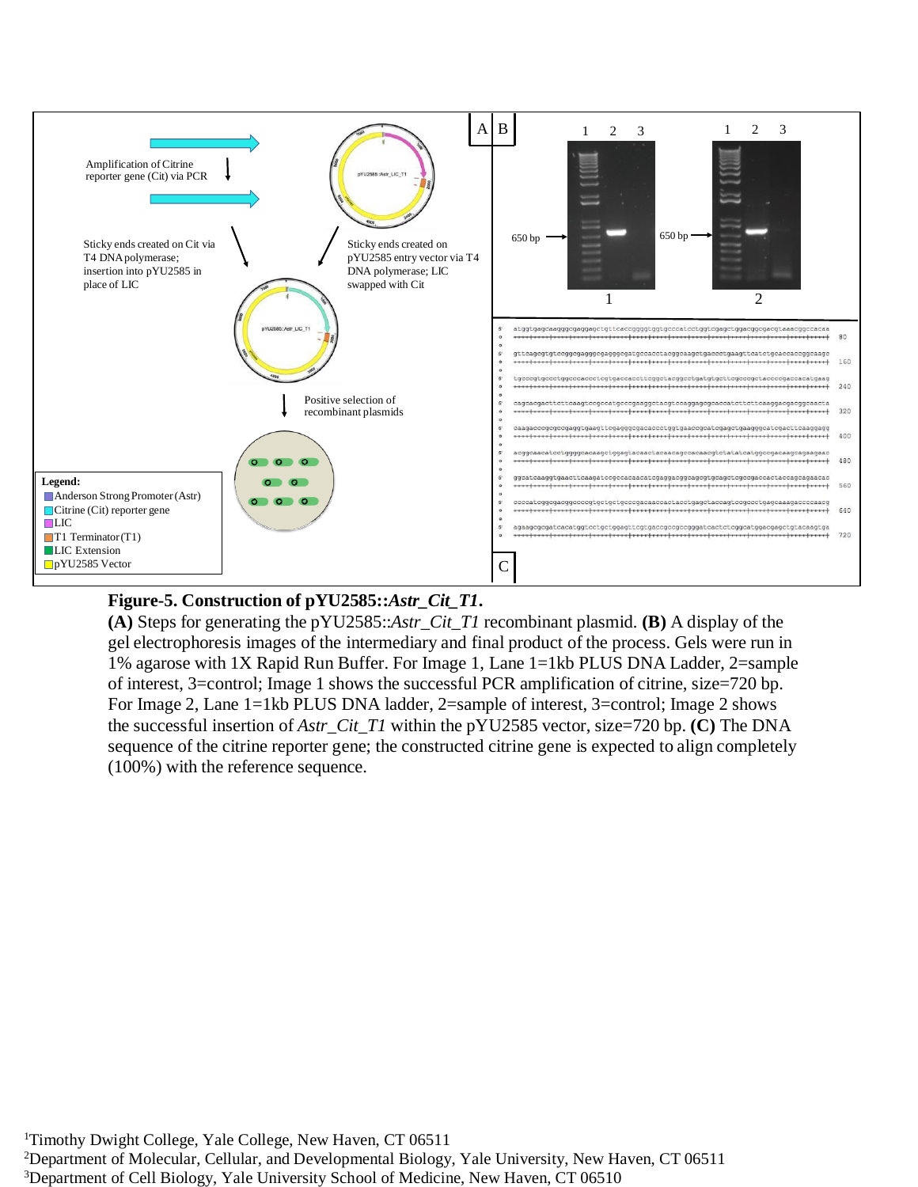A

Amplification of Citrine reporter gene (Cit) via PCR

Sticky ends created on Cit via T4 DNA polymerase; insertion into pYU2585 in place of LIC

Sticky ends created on pYU2585 entry vector via T4 DNA polymerase; LIC swapped with Cit

Positive selection of recombinant plasmids

Legend:
- Anderson Strong Promoter (Astr)
- Citrine (Cit) reporter gene
- LIC
- T1 Terminator (T1)
- LIC Extension
- pYU2585 Vector

B

1 2 3

650 bp

1

1 2 3

650 bp

2

C

**Figure-5. Construction of pYU2585::*Astr_Cit_T1*.**
**(A)** Steps for generating the pYU2585::*Astr_Cit_T1* recombinant plasmid. **(B)** A display of the gel electrophoresis images of the intermediary and final product of the process. Gels were run in 1% agarose with 1X Rapid Run Buffer. For Image 1, Lane 1=1kb PLUS DNA Ladder, 2=sample of interest, 3=control; Image 1 shows the successful PCR amplification of citrine, size=720 bp. For Image 2, Lane 1=1kb PLUS DNA ladder, 2=sample of interest, 3=control; Image 2 shows the successful insertion of *Astr_Cit_T1* within the pYU2585 vector, size=720 bp. **(C)** The DNA sequence of the citrine reporter gene; the constructed citrine gene is expected to align completely (100%) with the reference sequence.

[1]Timothy Dwight College, Yale College, New Haven, CT 06511
[2]Department of Molecular, Cellular, and Developmental Biology, Yale University, New Haven, CT 06511
[3]Department of Cell Biology, Yale University School of Medicine, New Haven, CT 06510